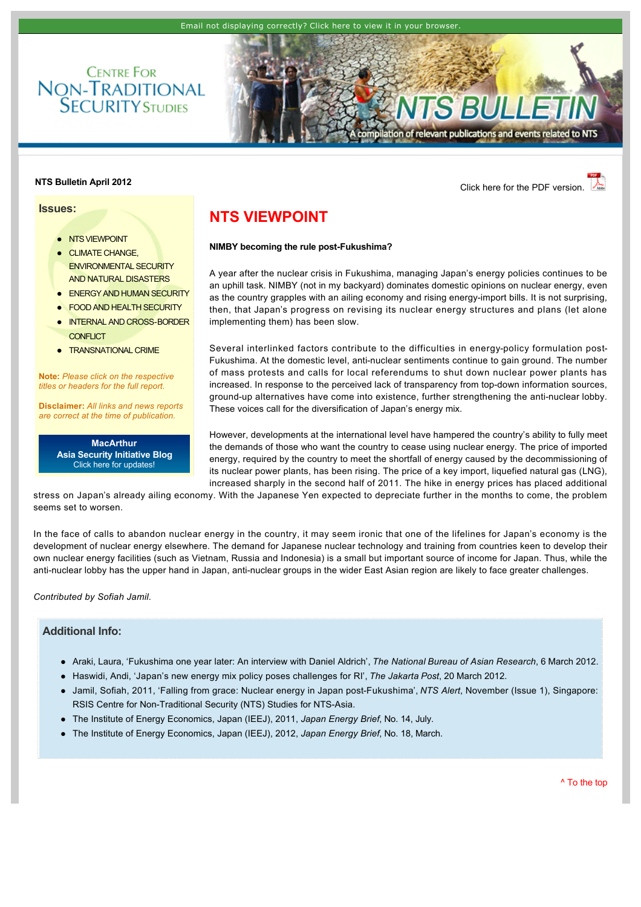Email not displaying correctly? Click here to view it in your browser.

Centre For Non-Traditional Security Studies

# NTS BULLETIN

A compilation of relevant publications and events related to NTS

**NTS Bulletin April 2012**

Click here for the PDF version.

## Issues:

- NTS VIEWPOINT
- CLIMATE CHANGE, ENVIRONMENTAL SECURITY AND NATURAL DISASTERS
- ENERGY AND HUMAN SECURITY
- FOOD AND HEALTH SECURITY
- INTERNAL AND CROSS-BORDER CONFLICT
- TRANSNATIONAL CRIME

**Note:** *Please click on the respective titles or headers for the full report.*

**Disclaimer:** *All links and news reports are correct at the time of publication.*

**MacArthur Asia Security Initiative Blog**
Click here for updates!

# NTS VIEWPOINT

**NIMBY becoming the rule post-Fukushima?**

A year after the nuclear crisis in Fukushima, managing Japan's energy policies continues to be an uphill task. NIMBY (not in my backyard) dominates domestic opinions on nuclear energy, even as the country grapples with an ailing economy and rising energy-import bills. It is not surprising, then, that Japan's progress on revising its nuclear energy structures and plans (let alone implementing them) has been slow.

Several interlinked factors contribute to the difficulties in energy-policy formulation post-Fukushima. At the domestic level, anti-nuclear sentiments continue to gain ground. The number of mass protests and calls for local referendums to shut down nuclear power plants has increased. In response to the perceived lack of transparency from top-down information sources, ground-up alternatives have come into existence, further strengthening the anti-nuclear lobby. These voices call for the diversification of Japan's energy mix.

However, developments at the international level have hampered the country's ability to fully meet the demands of those who want the country to cease using nuclear energy. The price of imported energy, required by the country to meet the shortfall of energy caused by the decommissioning of its nuclear power plants, has been rising. The price of a key import, liquefied natural gas (LNG), increased sharply in the second half of 2011. The hike in energy prices has placed additional stress on Japan's already ailing economy. With the Japanese Yen expected to depreciate further in the months to come, the problem seems set to worsen.

In the face of calls to abandon nuclear energy in the country, it may seem ironic that one of the lifelines for Japan's economy is the development of nuclear energy elsewhere. The demand for Japanese nuclear technology and training from countries keen to develop their own nuclear energy facilities (such as Vietnam, Russia and Indonesia) is a small but important source of income for Japan. Thus, while the anti-nuclear lobby has the upper hand in Japan, anti-nuclear groups in the wider East Asian region are likely to face greater challenges.

*Contributed by Sofiah Jamil.*

### Additional Info:

- Araki, Laura, 'Fukushima one year later: An interview with Daniel Aldrich', *The National Bureau of Asian Research*, 6 March 2012.
- Haswidi, Andi, 'Japan's new energy mix policy poses challenges for RI', *The Jakarta Post*, 20 March 2012.
- Jamil, Sofiah, 2011, 'Falling from grace: Nuclear energy in Japan post-Fukushima', *NTS Alert*, November (Issue 1), Singapore: RSIS Centre for Non-Traditional Security (NTS) Studies for NTS-Asia.
- The Institute of Energy Economics, Japan (IEEJ), 2011, *Japan Energy Brief*, No. 14, July.
- The Institute of Energy Economics, Japan (IEEJ), 2012, *Japan Energy Brief*, No. 18, March.

^ To the top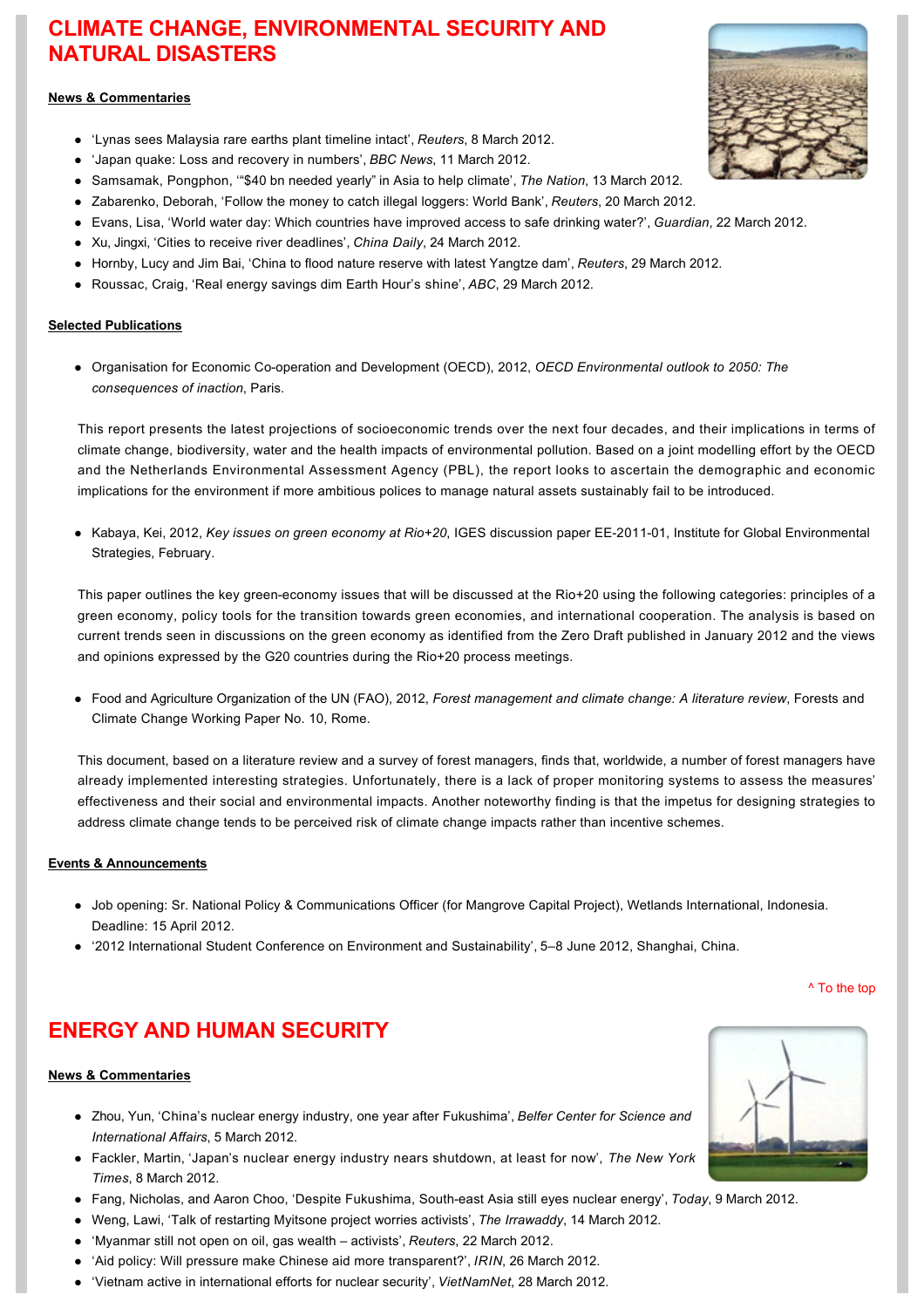# CLIMATE CHANGE, ENVIRONMENTAL SECURITY AND NATURAL DISASTERS

**News & Commentaries**

- 'Lynas sees Malaysia rare earths plant timeline intact', *Reuters*, 8 March 2012.
- 'Japan quake: Loss and recovery in numbers', *BBC News*, 11 March 2012.
- Samsamak, Pongphon, '"$40 bn needed yearly" in Asia to help climate', *The Nation*, 13 March 2012.
- Zabarenko, Deborah, 'Follow the money to catch illegal loggers: World Bank', *Reuters*, 20 March 2012.
- Evans, Lisa, 'World water day: Which countries have improved access to safe drinking water?', *Guardian*, 22 March 2012.
- Xu, Jingxi, 'Cities to receive river deadlines', *China Daily*, 24 March 2012.
- Hornby, Lucy and Jim Bai, 'China to flood nature reserve with latest Yangtze dam', *Reuters*, 29 March 2012.
- Roussac, Craig, 'Real energy savings dim Earth Hour's shine', *ABC*, 29 March 2012.

**Selected Publications**

- Organisation for Economic Co-operation and Development (OECD), 2012, *OECD Environmental outlook to 2050: The consequences of inaction*, Paris.

This report presents the latest projections of socioeconomic trends over the next four decades, and their implications in terms of climate change, biodiversity, water and the health impacts of environmental pollution. Based on a joint modelling effort by the OECD and the Netherlands Environmental Assessment Agency (PBL), the report looks to ascertain the demographic and economic implications for the environment if more ambitious polices to manage natural assets sustainably fail to be introduced.

- Kabaya, Kei, 2012, *Key issues on green economy at Rio+20*, IGES discussion paper EE-2011-01, Institute for Global Environmental Strategies, February.

This paper outlines the key green-economy issues that will be discussed at the Rio+20 using the following categories: principles of a green economy, policy tools for the transition towards green economies, and international cooperation. The analysis is based on current trends seen in discussions on the green economy as identified from the Zero Draft published in January 2012 and the views and opinions expressed by the G20 countries during the Rio+20 process meetings.

- Food and Agriculture Organization of the UN (FAO), 2012, *Forest management and climate change: A literature review*, Forests and Climate Change Working Paper No. 10, Rome.

This document, based on a literature review and a survey of forest managers, finds that, worldwide, a number of forest managers have already implemented interesting strategies. Unfortunately, there is a lack of proper monitoring systems to assess the measures' effectiveness and their social and environmental impacts. Another noteworthy finding is that the impetus for designing strategies to address climate change tends to be perceived risk of climate change impacts rather than incentive schemes.

**Events & Announcements**

- Job opening: Sr. National Policy & Communications Officer (for Mangrove Capital Project), Wetlands International, Indonesia. Deadline: 15 April 2012.
- '2012 International Student Conference on Environment and Sustainability', 5–8 June 2012, Shanghai, China.

^ To the top

# ENERGY AND HUMAN SECURITY

**News & Commentaries**

- Zhou, Yun, 'China's nuclear energy industry, one year after Fukushima', *Belfer Center for Science and International Affairs*, 5 March 2012.
- Fackler, Martin, 'Japan's nuclear energy industry nears shutdown, at least for now', *The New York Times*, 8 March 2012.
- Fang, Nicholas, and Aaron Choo, 'Despite Fukushima, South-east Asia still eyes nuclear energy', *Today*, 9 March 2012.
- Weng, Lawi, 'Talk of restarting Myitsone project worries activists', *The Irrawaddy*, 14 March 2012.
- 'Myanmar still not open on oil, gas wealth – activists', *Reuters*, 22 March 2012.
- 'Aid policy: Will pressure make Chinese aid more transparent?', *IRIN*, 26 March 2012.
- 'Vietnam active in international efforts for nuclear security', *VietNamNet*, 28 March 2012.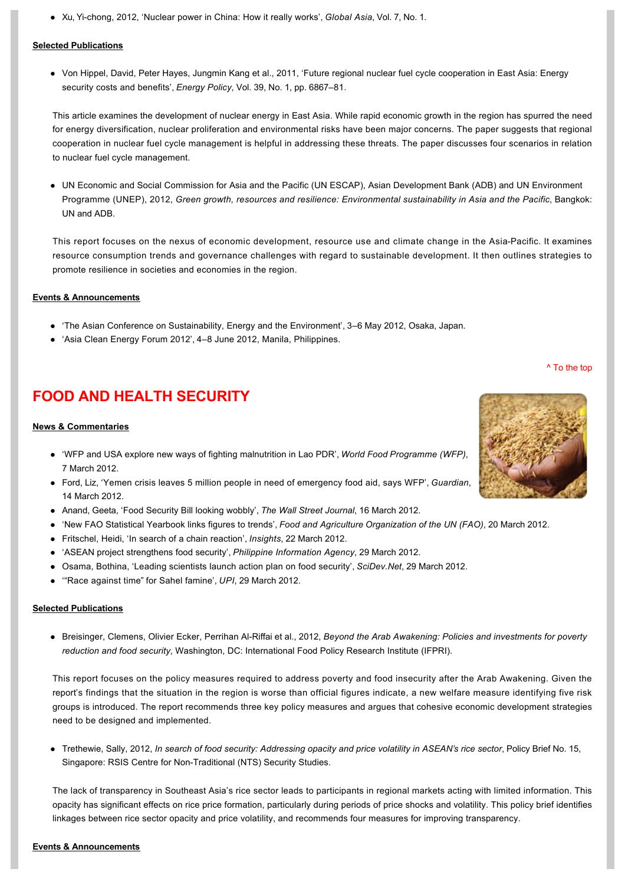- Xu, Yi-chong, 2012, 'Nuclear power in China: How it really works', *Global Asia*, Vol. 7, No. 1.

**Selected Publications**

- Von Hippel, David, Peter Hayes, Jungmin Kang et al., 2011, 'Future regional nuclear fuel cycle cooperation in East Asia: Energy security costs and benefits', *Energy Policy*, Vol. 39, No. 1, pp. 6867–81.

This article examines the development of nuclear energy in East Asia. While rapid economic growth in the region has spurred the need for energy diversification, nuclear proliferation and environmental risks have been major concerns. The paper suggests that regional cooperation in nuclear fuel cycle management is helpful in addressing these threats. The paper discusses four scenarios in relation to nuclear fuel cycle management.

- UN Economic and Social Commission for Asia and the Pacific (UN ESCAP), Asian Development Bank (ADB) and UN Environment Programme (UNEP), 2012, *Green growth, resources and resilience: Environmental sustainability in Asia and the Pacific*, Bangkok: UN and ADB.

This report focuses on the nexus of economic development, resource use and climate change in the Asia-Pacific. It examines resource consumption trends and governance challenges with regard to sustainable development. It then outlines strategies to promote resilience in societies and economies in the region.

**Events & Announcements**

- 'The Asian Conference on Sustainability, Energy and the Environment', 3–6 May 2012, Osaka, Japan.
- 'Asia Clean Energy Forum 2012', 4–8 June 2012, Manila, Philippines.

^ To the top

## FOOD AND HEALTH SECURITY

**News & Commentaries**

- 'WFP and USA explore new ways of fighting malnutrition in Lao PDR', *World Food Programme (WFP)*, 7 March 2012.
- Ford, Liz, 'Yemen crisis leaves 5 million people in need of emergency food aid, says WFP', *Guardian*, 14 March 2012.
- Anand, Geeta, 'Food Security Bill looking wobbly', *The Wall Street Journal*, 16 March 2012.
- 'New FAO Statistical Yearbook links figures to trends', *Food and Agriculture Organization of the UN (FAO)*, 20 March 2012.
- Fritschel, Heidi, 'In search of a chain reaction', *Insights*, 22 March 2012.
- 'ASEAN project strengthens food security', *Philippine Information Agency*, 29 March 2012.
- Osama, Bothina, 'Leading scientists launch action plan on food security', *SciDev.Net*, 29 March 2012.
- '"Race against time" for Sahel famine', *UPI*, 29 March 2012.

**Selected Publications**

- Breisinger, Clemens, Olivier Ecker, Perrihan Al-Riffai et al., 2012, *Beyond the Arab Awakening: Policies and investments for poverty reduction and food security*, Washington, DC: International Food Policy Research Institute (IFPRI).

This report focuses on the policy measures required to address poverty and food insecurity after the Arab Awakening. Given the report's findings that the situation in the region is worse than official figures indicate, a new welfare measure identifying five risk groups is introduced. The report recommends three key policy measures and argues that cohesive economic development strategies need to be designed and implemented.

- Trethewie, Sally, 2012, *In search of food security: Addressing opacity and price volatility in ASEAN's rice sector*, Policy Brief No. 15, Singapore: RSIS Centre for Non-Traditional (NTS) Security Studies.

The lack of transparency in Southeast Asia's rice sector leads to participants in regional markets acting with limited information. This opacity has significant effects on rice price formation, particularly during periods of price shocks and volatility. This policy brief identifies linkages between rice sector opacity and price volatility, and recommends four measures for improving transparency.

**Events & Announcements**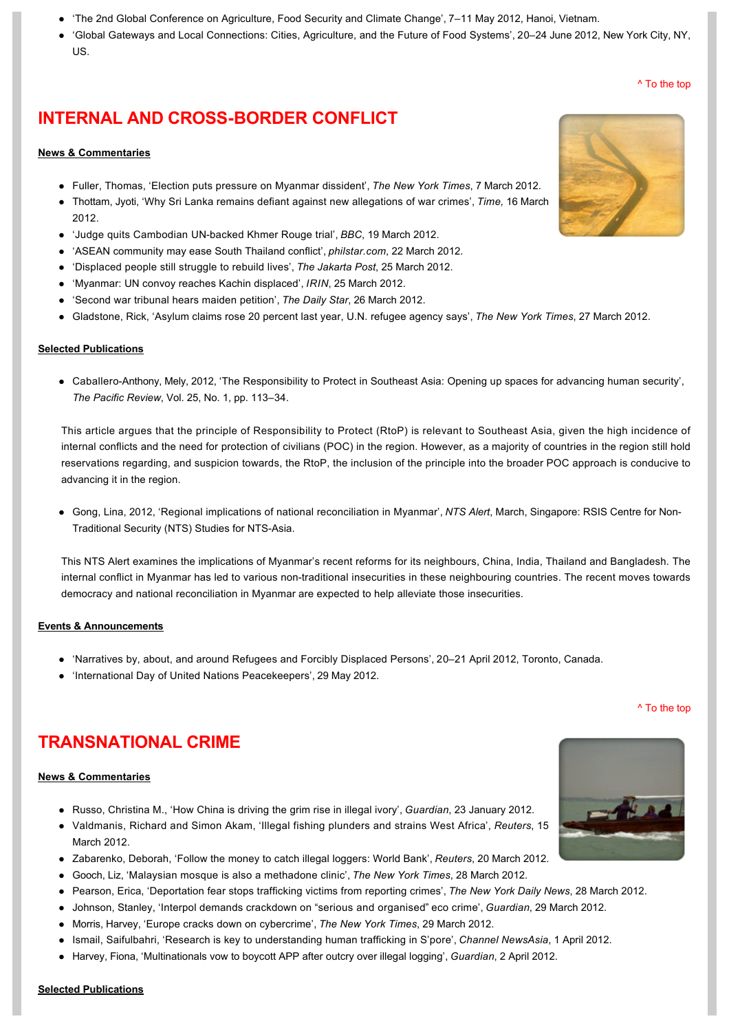- 'The 2nd Global Conference on Agriculture, Food Security and Climate Change', 7–11 May 2012, Hanoi, Vietnam.
- 'Global Gateways and Local Connections: Cities, Agriculture, and the Future of Food Systems', 20–24 June 2012, New York City, NY, US.

^ To the top

## INTERNAL AND CROSS-BORDER CONFLICT

**News & Commentaries**

- Fuller, Thomas, 'Election puts pressure on Myanmar dissident', *The New York Times*, 7 March 2012.
- Thottam, Jyoti, 'Why Sri Lanka remains defiant against new allegations of war crimes', *Time,* 16 March 2012.
- 'Judge quits Cambodian UN-backed Khmer Rouge trial', *BBC*, 19 March 2012.
- 'ASEAN community may ease South Thailand conflict', *philstar.com*, 22 March 2012.
- 'Displaced people still struggle to rebuild lives', *The Jakarta Post*, 25 March 2012.
- 'Myanmar: UN convoy reaches Kachin displaced', *IRIN*, 25 March 2012.
- 'Second war tribunal hears maiden petition', *The Daily Star*, 26 March 2012.
- Gladstone, Rick, 'Asylum claims rose 20 percent last year, U.N. refugee agency says', *The New York Times*, 27 March 2012.

**Selected Publications**

- Caballero-Anthony, Mely, 2012, 'The Responsibility to Protect in Southeast Asia: Opening up spaces for advancing human security', *The Pacific Review*, Vol. 25, No. 1, pp. 113–34.

This article argues that the principle of Responsibility to Protect (RtoP) is relevant to Southeast Asia, given the high incidence of internal conflicts and the need for protection of civilians (POC) in the region. However, as a majority of countries in the region still hold reservations regarding, and suspicion towards, the RtoP, the inclusion of the principle into the broader POC approach is conducive to advancing it in the region.

- Gong, Lina, 2012, 'Regional implications of national reconciliation in Myanmar', *NTS Alert*, March, Singapore: RSIS Centre for Non-Traditional Security (NTS) Studies for NTS-Asia.

This NTS Alert examines the implications of Myanmar's recent reforms for its neighbours, China, India, Thailand and Bangladesh. The internal conflict in Myanmar has led to various non-traditional insecurities in these neighbouring countries. The recent moves towards democracy and national reconciliation in Myanmar are expected to help alleviate those insecurities.

**Events & Announcements**

- 'Narratives by, about, and around Refugees and Forcibly Displaced Persons', 20–21 April 2012, Toronto, Canada.
- 'International Day of United Nations Peacekeepers', 29 May 2012.

^ To the top

## TRANSNATIONAL CRIME

**News & Commentaries**

- Russo, Christina M., 'How China is driving the grim rise in illegal ivory', *Guardian*, 23 January 2012.
- Valdmanis, Richard and Simon Akam, 'Illegal fishing plunders and strains West Africa', *Reuters*, 15 March 2012.
- Zabarenko, Deborah, 'Follow the money to catch illegal loggers: World Bank', *Reuters*, 20 March 2012.
- Gooch, Liz, 'Malaysian mosque is also a methadone clinic', *The New York Times*, 28 March 2012.
- Pearson, Erica, 'Deportation fear stops trafficking victims from reporting crimes', *The New York Daily News*, 28 March 2012.
- Johnson, Stanley, 'Interpol demands crackdown on "serious and organised" eco crime', *Guardian*, 29 March 2012.
- Morris, Harvey, 'Europe cracks down on cybercrime', *The New York Times*, 29 March 2012.
- Ismail, Saifulbahri, 'Research is key to understanding human trafficking in S'pore', *Channel NewsAsia*, 1 April 2012.
- Harvey, Fiona, 'Multinationals vow to boycott APP after outcry over illegal logging', *Guardian*, 2 April 2012.

**Selected Publications**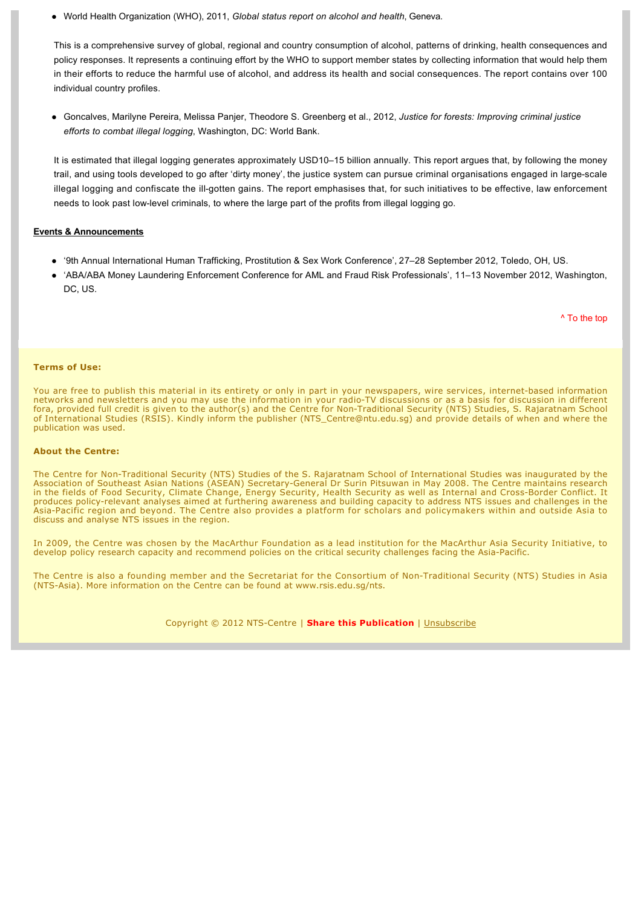- World Health Organization (WHO), 2011, *Global status report on alcohol and health*, Geneva.

This is a comprehensive survey of global, regional and country consumption of alcohol, patterns of drinking, health consequences and policy responses. It represents a continuing effort by the WHO to support member states by collecting information that would help them in their efforts to reduce the harmful use of alcohol, and address its health and social consequences. The report contains over 100 individual country profiles.

- Goncalves, Marilyne Pereira, Melissa Panjer, Theodore S. Greenberg et al., 2012, *Justice for forests: Improving criminal justice efforts to combat illegal logging*, Washington, DC: World Bank.

It is estimated that illegal logging generates approximately USD10–15 billion annually. This report argues that, by following the money trail, and using tools developed to go after 'dirty money', the justice system can pursue criminal organisations engaged in large-scale illegal logging and confiscate the ill-gotten gains. The report emphasises that, for such initiatives to be effective, law enforcement needs to look past low-level criminals, to where the large part of the profits from illegal logging go.

**Events & Announcements**

- '9th Annual International Human Trafficking, Prostitution & Sex Work Conference', 27–28 September 2012, Toledo, OH, US.
- 'ABA/ABA Money Laundering Enforcement Conference for AML and Fraud Risk Professionals', 11–13 November 2012, Washington, DC, US.

^ To the top

**Terms of Use:**

You are free to publish this material in its entirety or only in part in your newspapers, wire services, internet-based information networks and newsletters and you may use the information in your radio-TV discussions or as a basis for discussion in different fora, provided full credit is given to the author(s) and the Centre for Non-Traditional Security (NTS) Studies, S. Rajaratnam School of International Studies (RSIS). Kindly inform the publisher (NTS_Centre@ntu.edu.sg) and provide details of when and where the publication was used.

**About the Centre:**

The Centre for Non-Traditional Security (NTS) Studies of the S. Rajaratnam School of International Studies was inaugurated by the Association of Southeast Asian Nations (ASEAN) Secretary-General Dr Surin Pitsuwan in May 2008. The Centre maintains research in the fields of Food Security, Climate Change, Energy Security, Health Security as well as Internal and Cross-Border Conflict. It produces policy-relevant analyses aimed at furthering awareness and building capacity to address NTS issues and challenges in the Asia-Pacific region and beyond. The Centre also provides a platform for scholars and policymakers within and outside Asia to discuss and analyse NTS issues in the region.

In 2009, the Centre was chosen by the MacArthur Foundation as a lead institution for the MacArthur Asia Security Initiative, to develop policy research capacity and recommend policies on the critical security challenges facing the Asia-Pacific.

The Centre is also a founding member and the Secretariat for the Consortium of Non-Traditional Security (NTS) Studies in Asia (NTS-Asia). More information on the Centre can be found at www.rsis.edu.sg/nts.

Copyright © 2012 NTS-Centre | **Share this Publication** | Unsubscribe